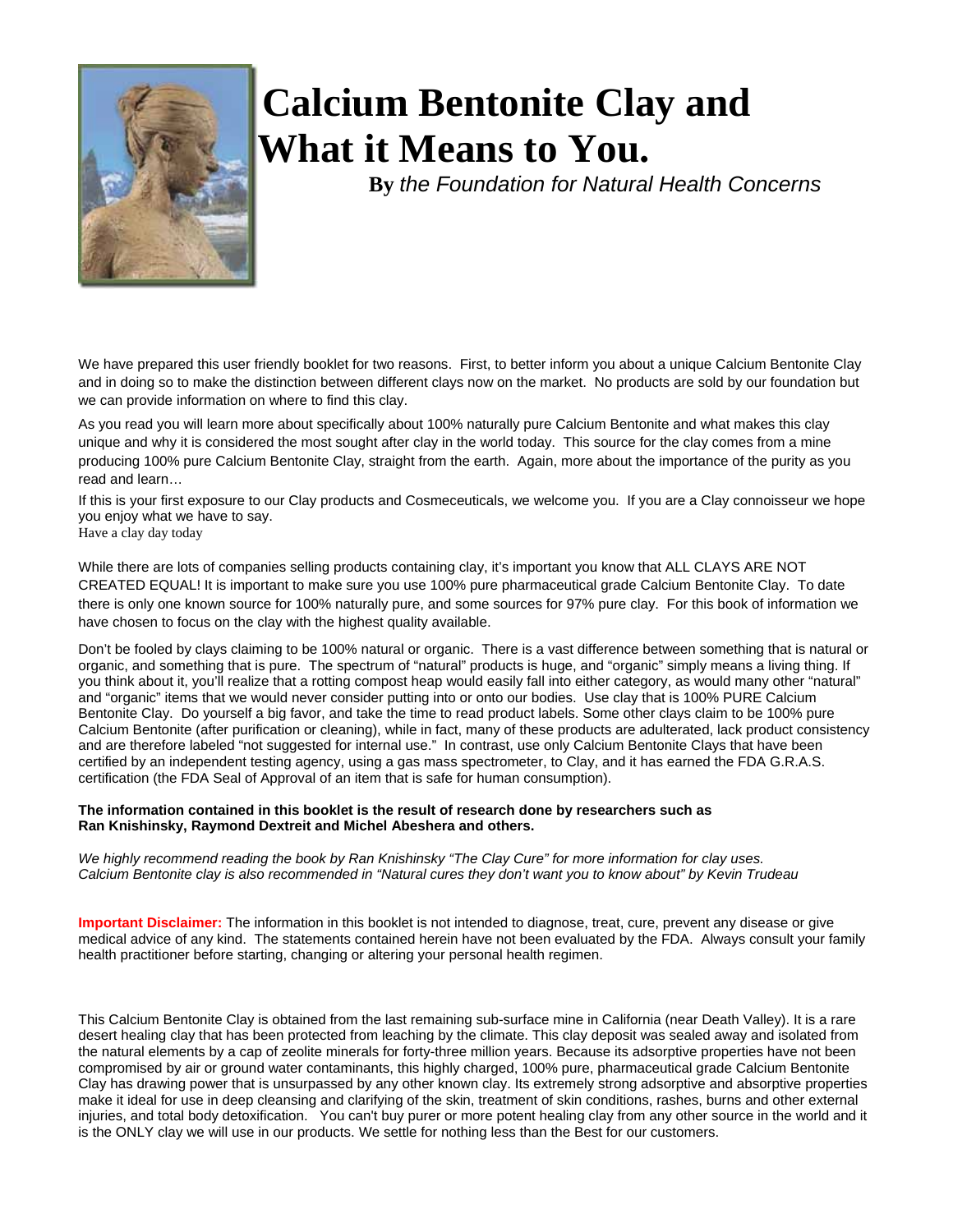# Calcium Bentonite Clay and What it Means to You.

**By** *the Foundation for Natural Health Concerns*

We have prepared this user friendly booklet for two reasons. First, to better inform you about a unique Calcium Bentonite Clay and in doing so to make the distinction between different clays now on the market. No products are sold by our foundation but we can provide information on where to find this clay.

As you read you will learn more about specifically about 100% naturally pure Calcium Bentonite and what makes this clay unique and why it is considered the most sought after clay in the world today. This source for the clay comes from a mine producing 100% pure Calcium Bentonite Clay, straight from the earth. Again, more about the importance of the purity as you read and learn…

If this is your first exposure to our Clay products and Cosmeceuticals, we welcome you. If you are a Clay connoisseur we hope you enjoy what we have to say.
Have a clay day today

While there are lots of companies selling products containing clay, it's important you know that ALL CLAYS ARE NOT CREATED EQUAL! It is important to make sure you use 100% pure pharmaceutical grade Calcium Bentonite Clay. To date there is only one known source for 100% naturally pure, and some sources for 97% pure clay. For this book of information we have chosen to focus on the clay with the highest quality available.

Don't be fooled by clays claiming to be 100% natural or organic. There is a vast difference between something that is natural or organic, and something that is pure. The spectrum of "natural" products is huge, and "organic" simply means a living thing. If you think about it, you'll realize that a rotting compost heap would easily fall into either category, as would many other "natural" and "organic" items that we would never consider putting into or onto our bodies. Use clay that is 100% PURE Calcium Bentonite Clay. Do yourself a big favor, and take the time to read product labels. Some other clays claim to be 100% pure Calcium Bentonite (after purification or cleaning), while in fact, many of these products are adulterated, lack product consistency and are therefore labeled "not suggested for internal use." In contrast, use only Calcium Bentonite Clays that have been certified by an independent testing agency, using a gas mass spectrometer, to Clay, and it has earned the FDA G.R.A.S. certification (the FDA Seal of Approval of an item that is safe for human consumption).

**The information contained in this booklet is the result of research done by researchers such as Ran Knishinsky, Raymond Dextreit and Michel Abeshera and others.**

*We highly recommend reading the book by Ran Knishinsky "The Clay Cure" for more information for clay uses.*
*Calcium Bentonite clay is also recommended in "Natural cures they don't want you to know about" by Kevin Trudeau*

**Important Disclaimer:** The information in this booklet is not intended to diagnose, treat, cure, prevent any disease or give medical advice of any kind. The statements contained herein have not been evaluated by the FDA. Always consult your family health practitioner before starting, changing or altering your personal health regimen.

This Calcium Bentonite Clay is obtained from the last remaining sub-surface mine in California (near Death Valley). It is a rare desert healing clay that has been protected from leaching by the climate. This clay deposit was sealed away and isolated from the natural elements by a cap of zeolite minerals for forty-three million years. Because its adsorptive properties have not been compromised by air or ground water contaminants, this highly charged, 100% pure, pharmaceutical grade Calcium Bentonite Clay has drawing power that is unsurpassed by any other known clay. Its extremely strong adsorptive and absorptive properties make it ideal for use in deep cleansing and clarifying of the skin, treatment of skin conditions, rashes, burns and other external injuries, and total body detoxification. You can't buy purer or more potent healing clay from any other source in the world and it is the ONLY clay we will use in our products. We settle for nothing less than the Best for our customers.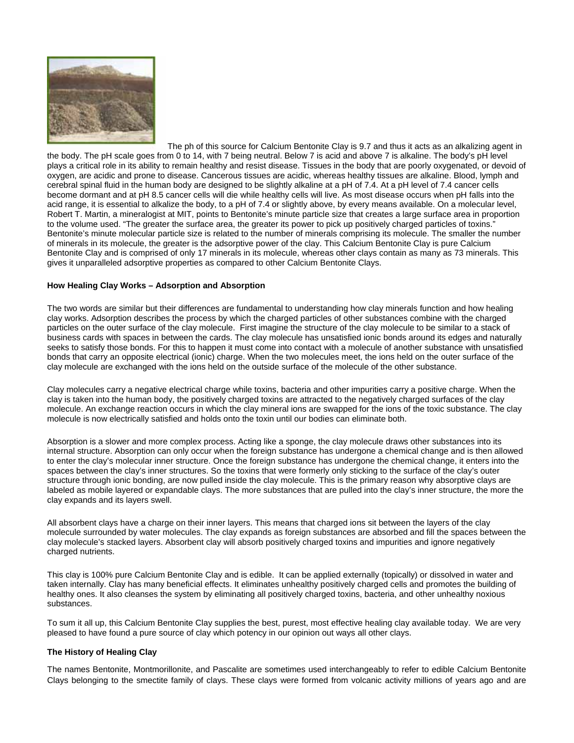The ph of this source for Calcium Bentonite Clay is 9.7 and thus it acts as an alkalizing agent in the body. The pH scale goes from 0 to 14, with 7 being neutral. Below 7 is acid and above 7 is alkaline. The body's pH level plays a critical role in its ability to remain healthy and resist disease. Tissues in the body that are poorly oxygenated, or devoid of oxygen, are acidic and prone to disease. Cancerous tissues are acidic, whereas healthy tissues are alkaline. Blood, lymph and cerebral spinal fluid in the human body are designed to be slightly alkaline at a pH of 7.4. At a pH level of 7.4 cancer cells become dormant and at pH 8.5 cancer cells will die while healthy cells will live. As most disease occurs when pH falls into the acid range, it is essential to alkalize the body, to a pH of 7.4 or slightly above, by every means available. On a molecular level, Robert T. Martin, a mineralogist at MIT, points to Bentonite's minute particle size that creates a large surface area in proportion to the volume used. "The greater the surface area, the greater its power to pick up positively charged particles of toxins." Bentonite's minute molecular particle size is related to the number of minerals comprising its molecule. The smaller the number of minerals in its molecule, the greater is the adsorptive power of the clay. This Calcium Bentonite Clay is pure Calcium Bentonite Clay and is comprised of only 17 minerals in its molecule, whereas other clays contain as many as 73 minerals. This gives it unparalleled adsorptive properties as compared to other Calcium Bentonite Clays.

**How Healing Clay Works – Adsorption and Absorption**

The two words are similar but their differences are fundamental to understanding how clay minerals function and how healing clay works. Adsorption describes the process by which the charged particles of other substances combine with the charged particles on the outer surface of the clay molecule. First imagine the structure of the clay molecule to be similar to a stack of business cards with spaces in between the cards. The clay molecule has unsatisfied ionic bonds around its edges and naturally seeks to satisfy those bonds. For this to happen it must come into contact with a molecule of another substance with unsatisfied bonds that carry an opposite electrical (ionic) charge. When the two molecules meet, the ions held on the outer surface of the clay molecule are exchanged with the ions held on the outside surface of the molecule of the other substance.

Clay molecules carry a negative electrical charge while toxins, bacteria and other impurities carry a positive charge. When the clay is taken into the human body, the positively charged toxins are attracted to the negatively charged surfaces of the clay molecule. An exchange reaction occurs in which the clay mineral ions are swapped for the ions of the toxic substance. The clay molecule is now electrically satisfied and holds onto the toxin until our bodies can eliminate both.

Absorption is a slower and more complex process. Acting like a sponge, the clay molecule draws other substances into its internal structure. Absorption can only occur when the foreign substance has undergone a chemical change and is then allowed to enter the clay's molecular inner structure. Once the foreign substance has undergone the chemical change, it enters into the spaces between the clay's inner structures. So the toxins that were formerly only sticking to the surface of the clay's outer structure through ionic bonding, are now pulled inside the clay molecule. This is the primary reason why absorptive clays are labeled as mobile layered or expandable clays. The more substances that are pulled into the clay's inner structure, the more the clay expands and its layers swell.

All absorbent clays have a charge on their inner layers. This means that charged ions sit between the layers of the clay molecule surrounded by water molecules. The clay expands as foreign substances are absorbed and fill the spaces between the clay molecule's stacked layers. Absorbent clay will absorb positively charged toxins and impurities and ignore negatively charged nutrients.

This clay is 100% pure Calcium Bentonite Clay and is edible. It can be applied externally (topically) or dissolved in water and taken internally. Clay has many beneficial effects. It eliminates unhealthy positively charged cells and promotes the building of healthy ones. It also cleanses the system by eliminating all positively charged toxins, bacteria, and other unhealthy noxious substances.

To sum it all up, this Calcium Bentonite Clay supplies the best, purest, most effective healing clay available today. We are very pleased to have found a pure source of clay which potency in our opinion out ways all other clays.

**The History of Healing Clay**

The names Bentonite, Montmorillonite, and Pascalite are sometimes used interchangeably to refer to edible Calcium Bentonite Clays belonging to the smectite family of clays. These clays were formed from volcanic activity millions of years ago and are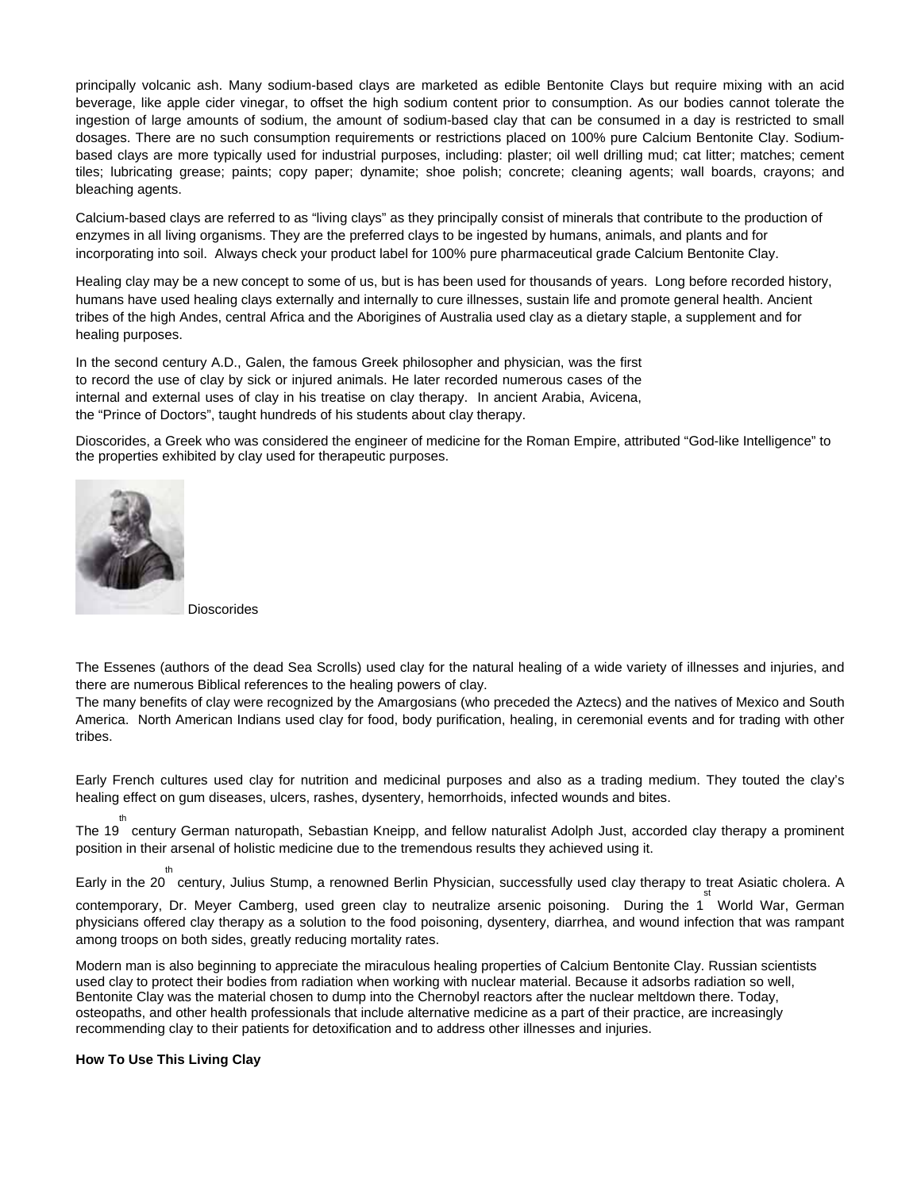principally volcanic ash. Many sodium-based clays are marketed as edible Bentonite Clays but require mixing with an acid beverage, like apple cider vinegar, to offset the high sodium content prior to consumption. As our bodies cannot tolerate the ingestion of large amounts of sodium, the amount of sodium-based clay that can be consumed in a day is restricted to small dosages. There are no such consumption requirements or restrictions placed on 100% pure Calcium Bentonite Clay. Sodium-based clays are more typically used for industrial purposes, including: plaster; oil well drilling mud; cat litter; matches; cement tiles; lubricating grease; paints; copy paper; dynamite; shoe polish; concrete; cleaning agents; wall boards, crayons; and bleaching agents.

Calcium-based clays are referred to as "living clays" as they principally consist of minerals that contribute to the production of enzymes in all living organisms. They are the preferred clays to be ingested by humans, animals, and plants and for incorporating into soil. Always check your product label for 100% pure pharmaceutical grade Calcium Bentonite Clay.

Healing clay may be a new concept to some of us, but is has been used for thousands of years. Long before recorded history, humans have used healing clays externally and internally to cure illnesses, sustain life and promote general health. Ancient tribes of the high Andes, central Africa and the Aborigines of Australia used clay as a dietary staple, a supplement and for healing purposes.

In the second century A.D., Galen, the famous Greek philosopher and physician, was the first to record the use of clay by sick or injured animals. He later recorded numerous cases of the internal and external uses of clay in his treatise on clay therapy. In ancient Arabia, Avicena, the "Prince of Doctors", taught hundreds of his students about clay therapy.

Dioscorides, a Greek who was considered the engineer of medicine for the Roman Empire, attributed "God-like Intelligence" to the properties exhibited by clay used for therapeutic purposes.

Dioscorides

The Essenes (authors of the dead Sea Scrolls) used clay for the natural healing of a wide variety of illnesses and injuries, and there are numerous Biblical references to the healing powers of clay.

The many benefits of clay were recognized by the Amargosians (who preceded the Aztecs) and the natives of Mexico and South America. North American Indians used clay for food, body purification, healing, in ceremonial events and for trading with other tribes.

Early French cultures used clay for nutrition and medicinal purposes and also as a trading medium. They touted the clay's healing effect on gum diseases, ulcers, rashes, dysentery, hemorrhoids, infected wounds and bites.

The 19th century German naturopath, Sebastian Kneipp, and fellow naturalist Adolph Just, accorded clay therapy a prominent position in their arsenal of holistic medicine due to the tremendous results they achieved using it.

Early in the 20th century, Julius Stump, a renowned Berlin Physician, successfully used clay therapy to treat Asiatic cholera. A contemporary, Dr. Meyer Camberg, used green clay to neutralize arsenic poisoning. During the 1st World War, German physicians offered clay therapy as a solution to the food poisoning, dysentery, diarrhea, and wound infection that was rampant among troops on both sides, greatly reducing mortality rates.

Modern man is also beginning to appreciate the miraculous healing properties of Calcium Bentonite Clay. Russian scientists used clay to protect their bodies from radiation when working with nuclear material. Because it adsorbs radiation so well, Bentonite Clay was the material chosen to dump into the Chernobyl reactors after the nuclear meltdown there. Today, osteopaths, and other health professionals that include alternative medicine as a part of their practice, are increasingly recommending clay to their patients for detoxification and to address other illnesses and injuries.

**How To Use This Living Clay**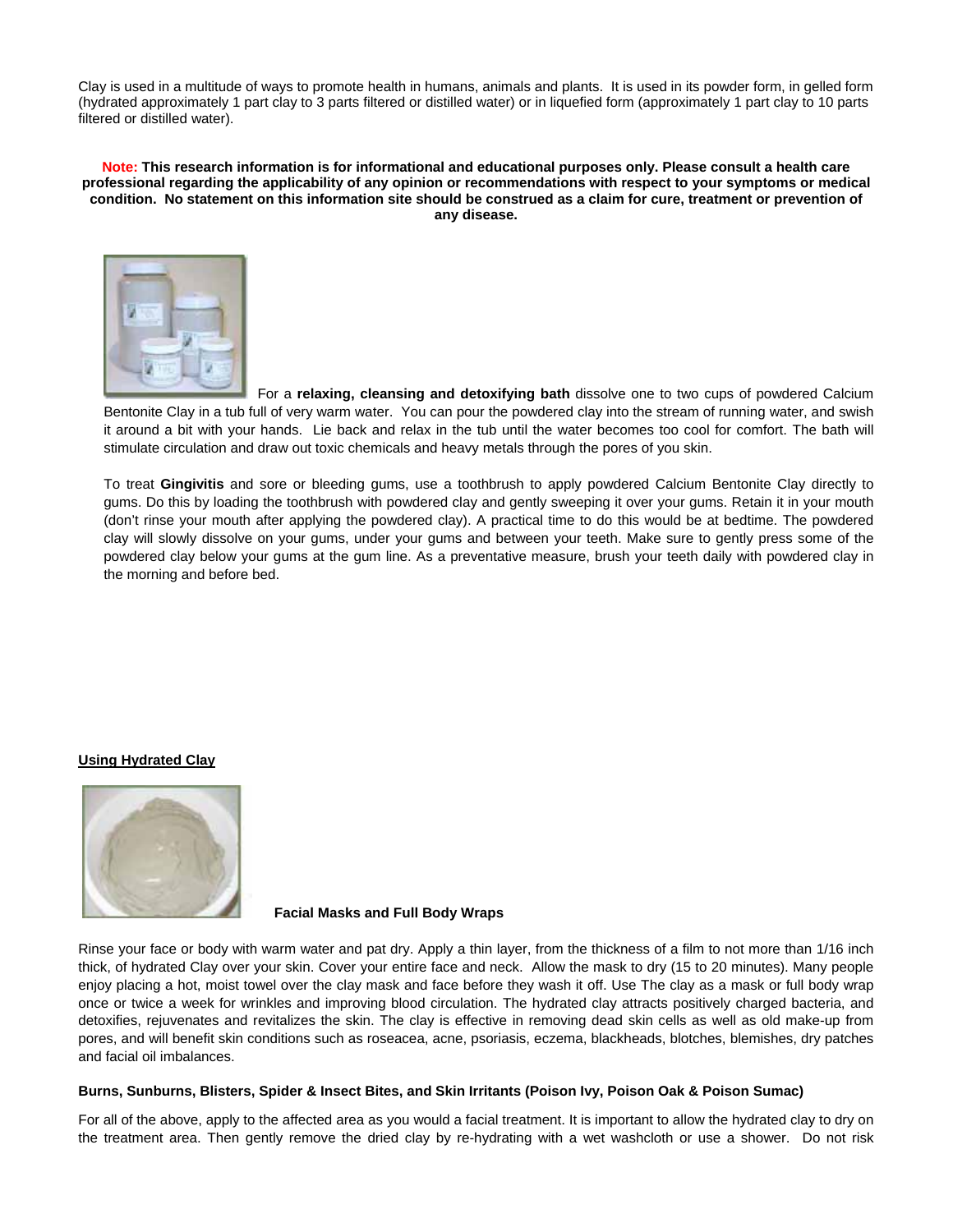Clay is used in a multitude of ways to promote health in humans, animals and plants. It is used in its powder form, in gelled form (hydrated approximately 1 part clay to 3 parts filtered or distilled water) or in liquefied form (approximately 1 part clay to 10 parts filtered or distilled water).

**Note: This research information is for informational and educational purposes only. Please consult a health care professional regarding the applicability of any opinion or recommendations with respect to your symptoms or medical condition. No statement on this information site should be construed as a claim for cure, treatment or prevention of any disease.**

For a **relaxing, cleansing and detoxifying bath** dissolve one to two cups of powdered Calcium Bentonite Clay in a tub full of very warm water. You can pour the powdered clay into the stream of running water, and swish it around a bit with your hands. Lie back and relax in the tub until the water becomes too cool for comfort. The bath will stimulate circulation and draw out toxic chemicals and heavy metals through the pores of you skin.

To treat **Gingivitis** and sore or bleeding gums, use a toothbrush to apply powdered Calcium Bentonite Clay directly to gums. Do this by loading the toothbrush with powdered clay and gently sweeping it over your gums. Retain it in your mouth (don't rinse your mouth after applying the powdered clay). A practical time to do this would be at bedtime. The powdered clay will slowly dissolve on your gums, under your gums and between your teeth. Make sure to gently press some of the powdered clay below your gums at the gum line. As a preventative measure, brush your teeth daily with powdered clay in the morning and before bed.

## Using Hydrated Clay

**Facial Masks and Full Body Wraps**

Rinse your face or body with warm water and pat dry. Apply a thin layer, from the thickness of a film to not more than 1/16 inch thick, of hydrated Clay over your skin. Cover your entire face and neck. Allow the mask to dry (15 to 20 minutes). Many people enjoy placing a hot, moist towel over the clay mask and face before they wash it off. Use The clay as a mask or full body wrap once or twice a week for wrinkles and improving blood circulation. The hydrated clay attracts positively charged bacteria, and detoxifies, rejuvenates and revitalizes the skin. The clay is effective in removing dead skin cells as well as old make-up from pores, and will benefit skin conditions such as roseacea, acne, psoriasis, eczema, blackheads, blotches, blemishes, dry patches and facial oil imbalances.

**Burns, Sunburns, Blisters, Spider & Insect Bites, and Skin Irritants (Poison Ivy, Poison Oak & Poison Sumac)**

For all of the above, apply to the affected area as you would a facial treatment. It is important to allow the hydrated clay to dry on the treatment area. Then gently remove the dried clay by re-hydrating with a wet washcloth or use a shower. Do not risk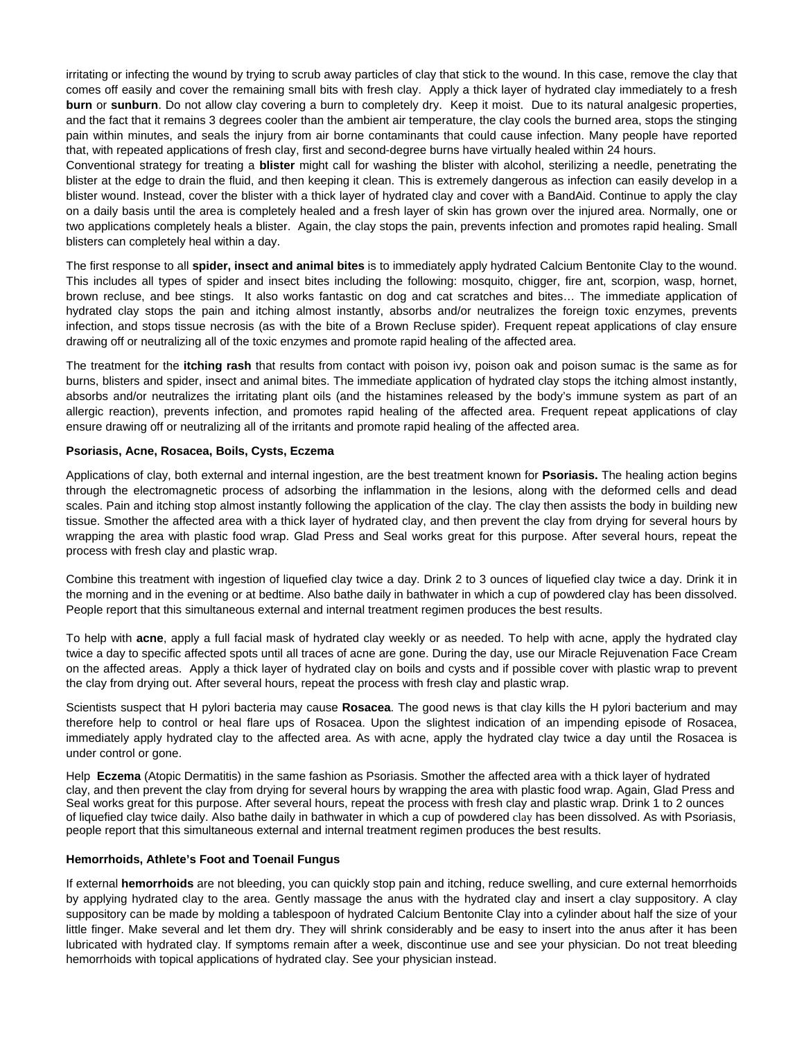irritating or infecting the wound by trying to scrub away particles of clay that stick to the wound. In this case, remove the clay that comes off easily and cover the remaining small bits with fresh clay. Apply a thick layer of hydrated clay immediately to a fresh **burn** or **sunburn**. Do not allow clay covering a burn to completely dry. Keep it moist. Due to its natural analgesic properties, and the fact that it remains 3 degrees cooler than the ambient air temperature, the clay cools the burned area, stops the stinging pain within minutes, and seals the injury from air borne contaminants that could cause infection. Many people have reported that, with repeated applications of fresh clay, first and second-degree burns have virtually healed within 24 hours.

Conventional strategy for treating a **blister** might call for washing the blister with alcohol, sterilizing a needle, penetrating the blister at the edge to drain the fluid, and then keeping it clean. This is extremely dangerous as infection can easily develop in a blister wound. Instead, cover the blister with a thick layer of hydrated clay and cover with a BandAid. Continue to apply the clay on a daily basis until the area is completely healed and a fresh layer of skin has grown over the injured area. Normally, one or two applications completely heals a blister. Again, the clay stops the pain, prevents infection and promotes rapid healing. Small blisters can completely heal within a day.

The first response to all **spider, insect and animal bites** is to immediately apply hydrated Calcium Bentonite Clay to the wound. This includes all types of spider and insect bites including the following: mosquito, chigger, fire ant, scorpion, wasp, hornet, brown recluse, and bee stings. It also works fantastic on dog and cat scratches and bites… The immediate application of hydrated clay stops the pain and itching almost instantly, absorbs and/or neutralizes the foreign toxic enzymes, prevents infection, and stops tissue necrosis (as with the bite of a Brown Recluse spider). Frequent repeat applications of clay ensure drawing off or neutralizing all of the toxic enzymes and promote rapid healing of the affected area.

The treatment for the **itching rash** that results from contact with poison ivy, poison oak and poison sumac is the same as for burns, blisters and spider, insect and animal bites. The immediate application of hydrated clay stops the itching almost instantly, absorbs and/or neutralizes the irritating plant oils (and the histamines released by the body's immune system as part of an allergic reaction), prevents infection, and promotes rapid healing of the affected area. Frequent repeat applications of clay ensure drawing off or neutralizing all of the irritants and promote rapid healing of the affected area.

**Psoriasis, Acne, Rosacea, Boils, Cysts, Eczema**

Applications of clay, both external and internal ingestion, are the best treatment known for **Psoriasis.** The healing action begins through the electromagnetic process of adsorbing the inflammation in the lesions, along with the deformed cells and dead scales. Pain and itching stop almost instantly following the application of the clay. The clay then assists the body in building new tissue. Smother the affected area with a thick layer of hydrated clay, and then prevent the clay from drying for several hours by wrapping the area with plastic food wrap. Glad Press and Seal works great for this purpose. After several hours, repeat the process with fresh clay and plastic wrap.

Combine this treatment with ingestion of liquefied clay twice a day. Drink 2 to 3 ounces of liquefied clay twice a day. Drink it in the morning and in the evening or at bedtime. Also bathe daily in bathwater in which a cup of powdered clay has been dissolved. People report that this simultaneous external and internal treatment regimen produces the best results.

To help with **acne**, apply a full facial mask of hydrated clay weekly or as needed. To help with acne, apply the hydrated clay twice a day to specific affected spots until all traces of acne are gone. During the day, use our Miracle Rejuvenation Face Cream on the affected areas. Apply a thick layer of hydrated clay on boils and cysts and if possible cover with plastic wrap to prevent the clay from drying out. After several hours, repeat the process with fresh clay and plastic wrap.

Scientists suspect that H pylori bacteria may cause **Rosacea**. The good news is that clay kills the H pylori bacterium and may therefore help to control or heal flare ups of Rosacea. Upon the slightest indication of an impending episode of Rosacea, immediately apply hydrated clay to the affected area. As with acne, apply the hydrated clay twice a day until the Rosacea is under control or gone.

Help **Eczema** (Atopic Dermatitis) in the same fashion as Psoriasis. Smother the affected area with a thick layer of hydrated clay, and then prevent the clay from drying for several hours by wrapping the area with plastic food wrap. Again, Glad Press and Seal works great for this purpose. After several hours, repeat the process with fresh clay and plastic wrap. Drink 1 to 2 ounces of liquefied clay twice daily. Also bathe daily in bathwater in which a cup of powdered clay has been dissolved. As with Psoriasis, people report that this simultaneous external and internal treatment regimen produces the best results.

**Hemorrhoids, Athlete's Foot and Toenail Fungus**

If external **hemorrhoids** are not bleeding, you can quickly stop pain and itching, reduce swelling, and cure external hemorrhoids by applying hydrated clay to the area. Gently massage the anus with the hydrated clay and insert a clay suppository. A clay suppository can be made by molding a tablespoon of hydrated Calcium Bentonite Clay into a cylinder about half the size of your little finger. Make several and let them dry. They will shrink considerably and be easy to insert into the anus after it has been lubricated with hydrated clay. If symptoms remain after a week, discontinue use and see your physician. Do not treat bleeding hemorrhoids with topical applications of hydrated clay. See your physician instead.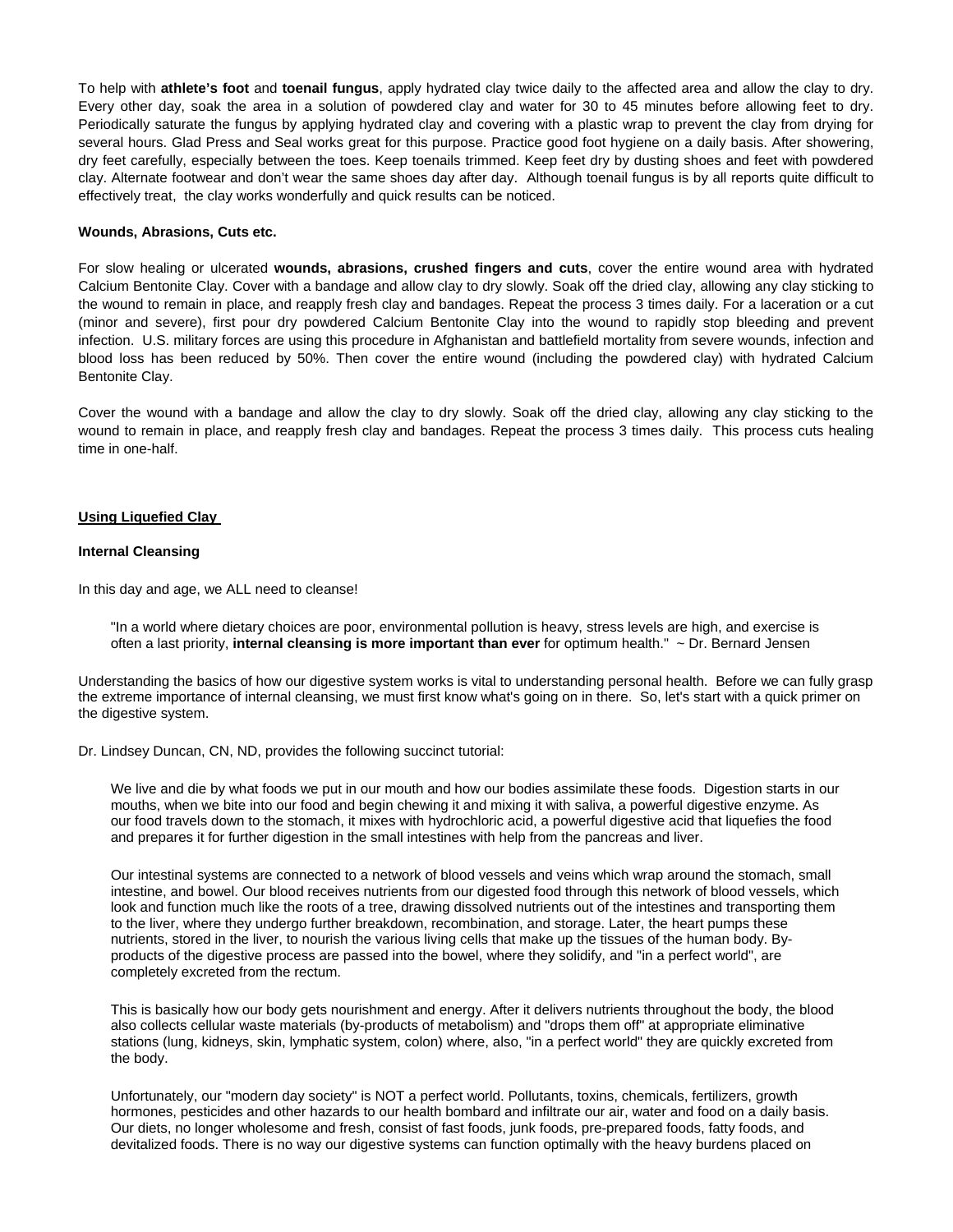To help with **athlete's foot** and **toenail fungus**, apply hydrated clay twice daily to the affected area and allow the clay to dry. Every other day, soak the area in a solution of powdered clay and water for 30 to 45 minutes before allowing feet to dry. Periodically saturate the fungus by applying hydrated clay and covering with a plastic wrap to prevent the clay from drying for several hours. Glad Press and Seal works great for this purpose. Practice good foot hygiene on a daily basis. After showering, dry feet carefully, especially between the toes. Keep toenails trimmed. Keep feet dry by dusting shoes and feet with powdered clay. Alternate footwear and don't wear the same shoes day after day. Although toenail fungus is by all reports quite difficult to effectively treat, the clay works wonderfully and quick results can be noticed.

**Wounds, Abrasions, Cuts etc.**

For slow healing or ulcerated **wounds, abrasions, crushed fingers and cuts**, cover the entire wound area with hydrated Calcium Bentonite Clay. Cover with a bandage and allow clay to dry slowly. Soak off the dried clay, allowing any clay sticking to the wound to remain in place, and reapply fresh clay and bandages. Repeat the process 3 times daily. For a laceration or a cut (minor and severe), first pour dry powdered Calcium Bentonite Clay into the wound to rapidly stop bleeding and prevent infection. U.S. military forces are using this procedure in Afghanistan and battlefield mortality from severe wounds, infection and blood loss has been reduced by 50%. Then cover the entire wound (including the powdered clay) with hydrated Calcium Bentonite Clay.

Cover the wound with a bandage and allow the clay to dry slowly. Soak off the dried clay, allowing any clay sticking to the wound to remain in place, and reapply fresh clay and bandages. Repeat the process 3 times daily. This process cuts healing time in one-half.

**Using Liquefied Clay**

**Internal Cleansing**

In this day and age, we ALL need to cleanse!

> "In a world where dietary choices are poor, environmental pollution is heavy, stress levels are high, and exercise is often a last priority, **internal cleansing is more important than ever** for optimum health." ~ Dr. Bernard Jensen

Understanding the basics of how our digestive system works is vital to understanding personal health. Before we can fully grasp the extreme importance of internal cleansing, we must first know what's going on in there. So, let's start with a quick primer on the digestive system.

Dr. Lindsey Duncan, CN, ND, provides the following succinct tutorial:

> We live and die by what foods we put in our mouth and how our bodies assimilate these foods. Digestion starts in our mouths, when we bite into our food and begin chewing it and mixing it with saliva, a powerful digestive enzyme. As our food travels down to the stomach, it mixes with hydrochloric acid, a powerful digestive acid that liquefies the food and prepares it for further digestion in the small intestines with help from the pancreas and liver.
>
> Our intestinal systems are connected to a network of blood vessels and veins which wrap around the stomach, small intestine, and bowel. Our blood receives nutrients from our digested food through this network of blood vessels, which look and function much like the roots of a tree, drawing dissolved nutrients out of the intestines and transporting them to the liver, where they undergo further breakdown, recombination, and storage. Later, the heart pumps these nutrients, stored in the liver, to nourish the various living cells that make up the tissues of the human body. By-products of the digestive process are passed into the bowel, where they solidify, and "in a perfect world", are completely excreted from the rectum.
>
> This is basically how our body gets nourishment and energy. After it delivers nutrients throughout the body, the blood also collects cellular waste materials (by-products of metabolism) and "drops them off" at appropriate eliminative stations (lung, kidneys, skin, lymphatic system, colon) where, also, "in a perfect world" they are quickly excreted from the body.
>
> Unfortunately, our "modern day society" is NOT a perfect world. Pollutants, toxins, chemicals, fertilizers, growth hormones, pesticides and other hazards to our health bombard and infiltrate our air, water and food on a daily basis. Our diets, no longer wholesome and fresh, consist of fast foods, junk foods, pre-prepared foods, fatty foods, and devitalized foods. There is no way our digestive systems can function optimally with the heavy burdens placed on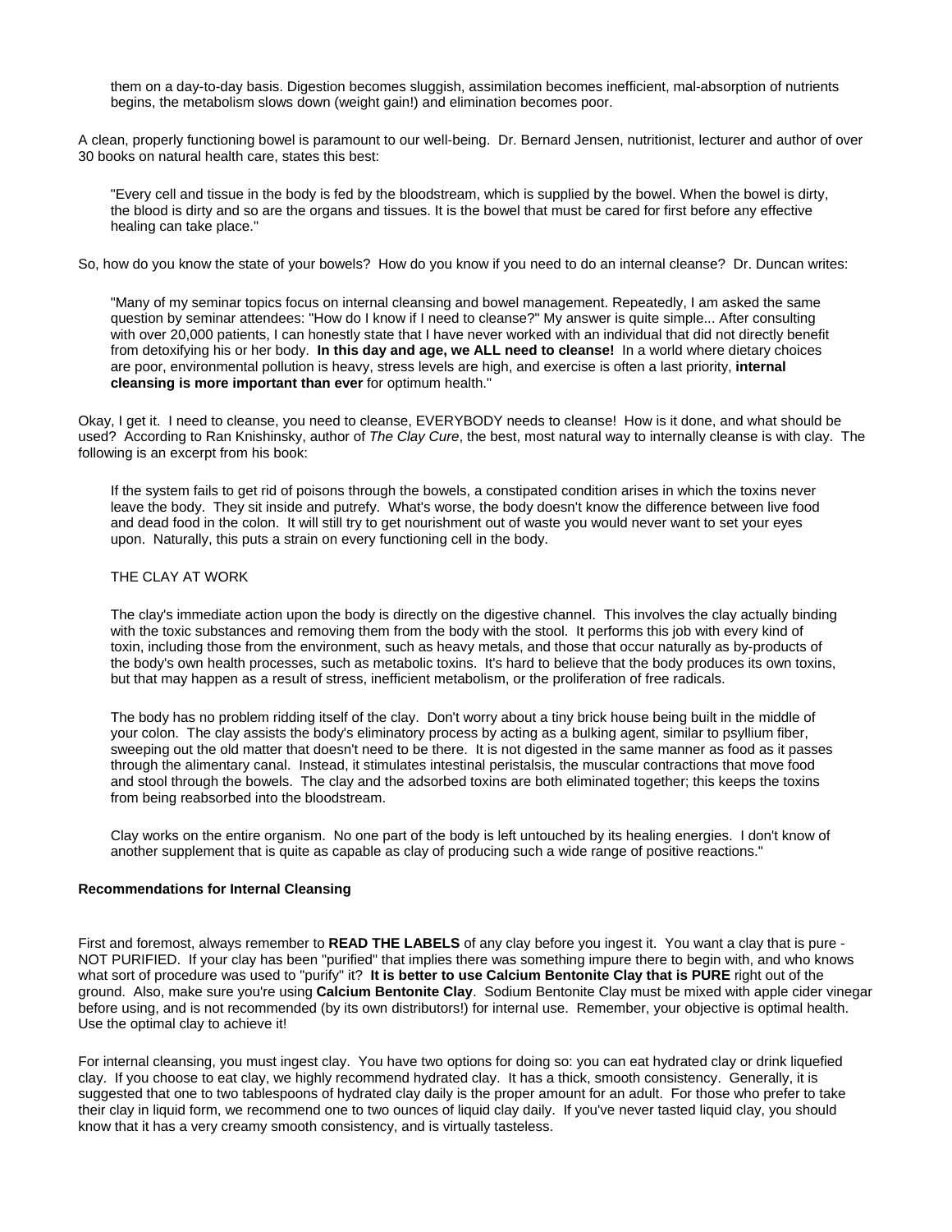> them on a day-to-day basis. Digestion becomes sluggish, assimilation becomes inefficient, mal-absorption of nutrients begins, the metabolism slows down (weight gain!) and elimination becomes poor.

A clean, properly functioning bowel is paramount to our well-being. Dr. Bernard Jensen, nutritionist, lecturer and author of over 30 books on natural health care, states this best:

> "Every cell and tissue in the body is fed by the bloodstream, which is supplied by the bowel. When the bowel is dirty, the blood is dirty and so are the organs and tissues. It is the bowel that must be cared for first before any effective healing can take place."

So, how do you know the state of your bowels? How do you know if you need to do an internal cleanse? Dr. Duncan writes:

> "Many of my seminar topics focus on internal cleansing and bowel management. Repeatedly, I am asked the same question by seminar attendees: "How do I know if I need to cleanse?" My answer is quite simple... After consulting with over 20,000 patients, I can honestly state that I have never worked with an individual that did not directly benefit from detoxifying his or her body. **In this day and age, we ALL need to cleanse!** In a world where dietary choices are poor, environmental pollution is heavy, stress levels are high, and exercise is often a last priority, **internal cleansing is more important than ever** for optimum health."

Okay, I get it. I need to cleanse, you need to cleanse, EVERYBODY needs to cleanse! How is it done, and what should be used? According to Ran Knishinsky, author of *The Clay Cure*, the best, most natural way to internally cleanse is with clay. The following is an excerpt from his book:

> If the system fails to get rid of poisons through the bowels, a constipated condition arises in which the toxins never leave the body. They sit inside and putrefy. What's worse, the body doesn't know the difference between live food and dead food in the colon. It will still try to get nourishment out of waste you would never want to set your eyes upon. Naturally, this puts a strain on every functioning cell in the body.
>
> THE CLAY AT WORK
>
> The clay's immediate action upon the body is directly on the digestive channel. This involves the clay actually binding with the toxic substances and removing them from the body with the stool. It performs this job with every kind of toxin, including those from the environment, such as heavy metals, and those that occur naturally as by-products of the body's own health processes, such as metabolic toxins. It's hard to believe that the body produces its own toxins, but that may happen as a result of stress, inefficient metabolism, or the proliferation of free radicals.
>
> The body has no problem ridding itself of the clay. Don't worry about a tiny brick house being built in the middle of your colon. The clay assists the body's eliminatory process by acting as a bulking agent, similar to psyllium fiber, sweeping out the old matter that doesn't need to be there. It is not digested in the same manner as food as it passes through the alimentary canal. Instead, it stimulates intestinal peristalsis, the muscular contractions that move food and stool through the bowels. The clay and the adsorbed toxins are both eliminated together; this keeps the toxins from being reabsorbed into the bloodstream.
>
> Clay works on the entire organism. No one part of the body is left untouched by its healing energies. I don't know of another supplement that is quite as capable as clay of producing such a wide range of positive reactions."

**Recommendations for Internal Cleansing**

First and foremost, always remember to **READ THE LABELS** of any clay before you ingest it. You want a clay that is pure - NOT PURIFIED. If your clay has been "purified" that implies there was something impure there to begin with, and who knows what sort of procedure was used to "purify" it? **It is better to use Calcium Bentonite Clay that is PURE** right out of the ground. Also, make sure you're using **Calcium Bentonite Clay**. Sodium Bentonite Clay must be mixed with apple cider vinegar before using, and is not recommended (by its own distributors!) for internal use. Remember, your objective is optimal health. Use the optimal clay to achieve it!

For internal cleansing, you must ingest clay. You have two options for doing so: you can eat hydrated clay or drink liquefied clay. If you choose to eat clay, we highly recommend hydrated clay. It has a thick, smooth consistency. Generally, it is suggested that one to two tablespoons of hydrated clay daily is the proper amount for an adult. For those who prefer to take their clay in liquid form, we recommend one to two ounces of liquid clay daily. If you've never tasted liquid clay, you should know that it has a very creamy smooth consistency, and is virtually tasteless.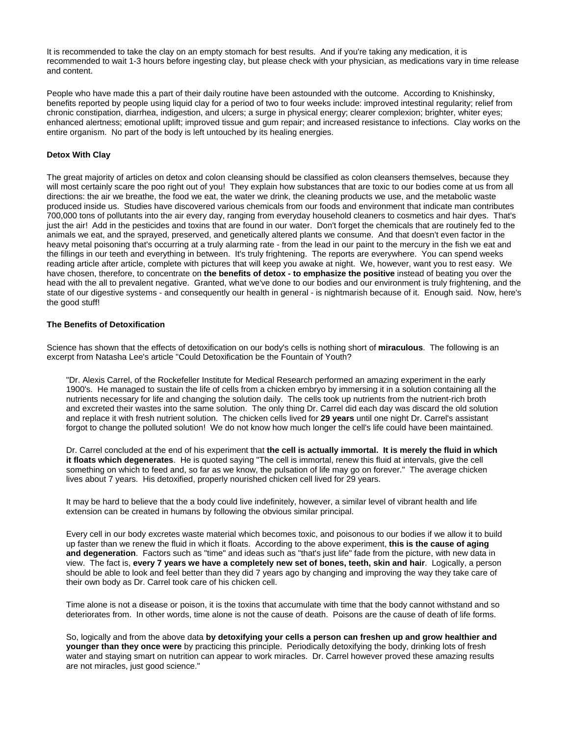It is recommended to take the clay on an empty stomach for best results. And if you're taking any medication, it is recommended to wait 1-3 hours before ingesting clay, but please check with your physician, as medications vary in time release and content.

People who have made this a part of their daily routine have been astounded with the outcome. According to Knishinsky, benefits reported by people using liquid clay for a period of two to four weeks include: improved intestinal regularity; relief from chronic constipation, diarrhea, indigestion, and ulcers; a surge in physical energy; clearer complexion; brighter, whiter eyes; enhanced alertness; emotional uplift; improved tissue and gum repair; and increased resistance to infections. Clay works on the entire organism. No part of the body is left untouched by its healing energies.

**Detox With Clay**

The great majority of articles on detox and colon cleansing should be classified as colon cleansers themselves, because they will most certainly scare the poo right out of you! They explain how substances that are toxic to our bodies come at us from all directions: the air we breathe, the food we eat, the water we drink, the cleaning products we use, and the metabolic waste produced inside us. Studies have discovered various chemicals from our foods and environment that indicate man contributes 700,000 tons of pollutants into the air every day, ranging from everyday household cleaners to cosmetics and hair dyes. That's just the air! Add in the pesticides and toxins that are found in our water. Don't forget the chemicals that are routinely fed to the animals we eat, and the sprayed, preserved, and genetically altered plants we consume. And that doesn't even factor in the heavy metal poisoning that's occurring at a truly alarming rate - from the lead in our paint to the mercury in the fish we eat and the fillings in our teeth and everything in between. It's truly frightening. The reports are everywhere. You can spend weeks reading article after article, complete with pictures that will keep you awake at night. We, however, want you to rest easy. We have chosen, therefore, to concentrate on **the benefits of detox - to emphasize the positive** instead of beating you over the head with the all to prevalent negative. Granted, what we've done to our bodies and our environment is truly frightening, and the state of our digestive systems - and consequently our health in general - is nightmarish because of it. Enough said. Now, here's the good stuff!

**The Benefits of Detoxification**

Science has shown that the effects of detoxification on our body's cells is nothing short of **miraculous**. The following is an excerpt from Natasha Lee's article "Could Detoxification be the Fountain of Youth?

> "Dr. Alexis Carrel, of the Rockefeller Institute for Medical Research performed an amazing experiment in the early 1900's. He managed to sustain the life of cells from a chicken embryo by immersing it in a solution containing all the nutrients necessary for life and changing the solution daily. The cells took up nutrients from the nutrient-rich broth and excreted their wastes into the same solution. The only thing Dr. Carrel did each day was discard the old solution and replace it with fresh nutrient solution. The chicken cells lived for **29 years** until one night Dr. Carrel's assistant forgot to change the polluted solution! We do not know how much longer the cell's life could have been maintained.
>
> Dr. Carrel concluded at the end of his experiment that **the cell is actually immortal. It is merely the fluid in which it floats which degenerates**. He is quoted saying "The cell is immortal, renew this fluid at intervals, give the cell something on which to feed and, so far as we know, the pulsation of life may go on forever." The average chicken lives about 7 years. His detoxified, properly nourished chicken cell lived for 29 years.
>
> It may be hard to believe that the a body could live indefinitely, however, a similar level of vibrant health and life extension can be created in humans by following the obvious similar principal.
>
> Every cell in our body excretes waste material which becomes toxic, and poisonous to our bodies if we allow it to build up faster than we renew the fluid in which it floats. According to the above experiment, **this is the cause of aging and degeneration**. Factors such as "time" and ideas such as "that's just life" fade from the picture, with new data in view. The fact is, **every 7 years we have a completely new set of bones, teeth, skin and hair**. Logically, a person should be able to look and feel better than they did 7 years ago by changing and improving the way they take care of their own body as Dr. Carrel took care of his chicken cell.
>
> Time alone is not a disease or poison, it is the toxins that accumulate with time that the body cannot withstand and so deteriorates from. In other words, time alone is not the cause of death. Poisons are the cause of death of life forms.
>
> So, logically and from the above data **by detoxifying your cells a person can freshen up and grow healthier and younger than they once were** by practicing this principle. Periodically detoxifying the body, drinking lots of fresh water and staying smart on nutrition can appear to work miracles. Dr. Carrel however proved these amazing results are not miracles, just good science."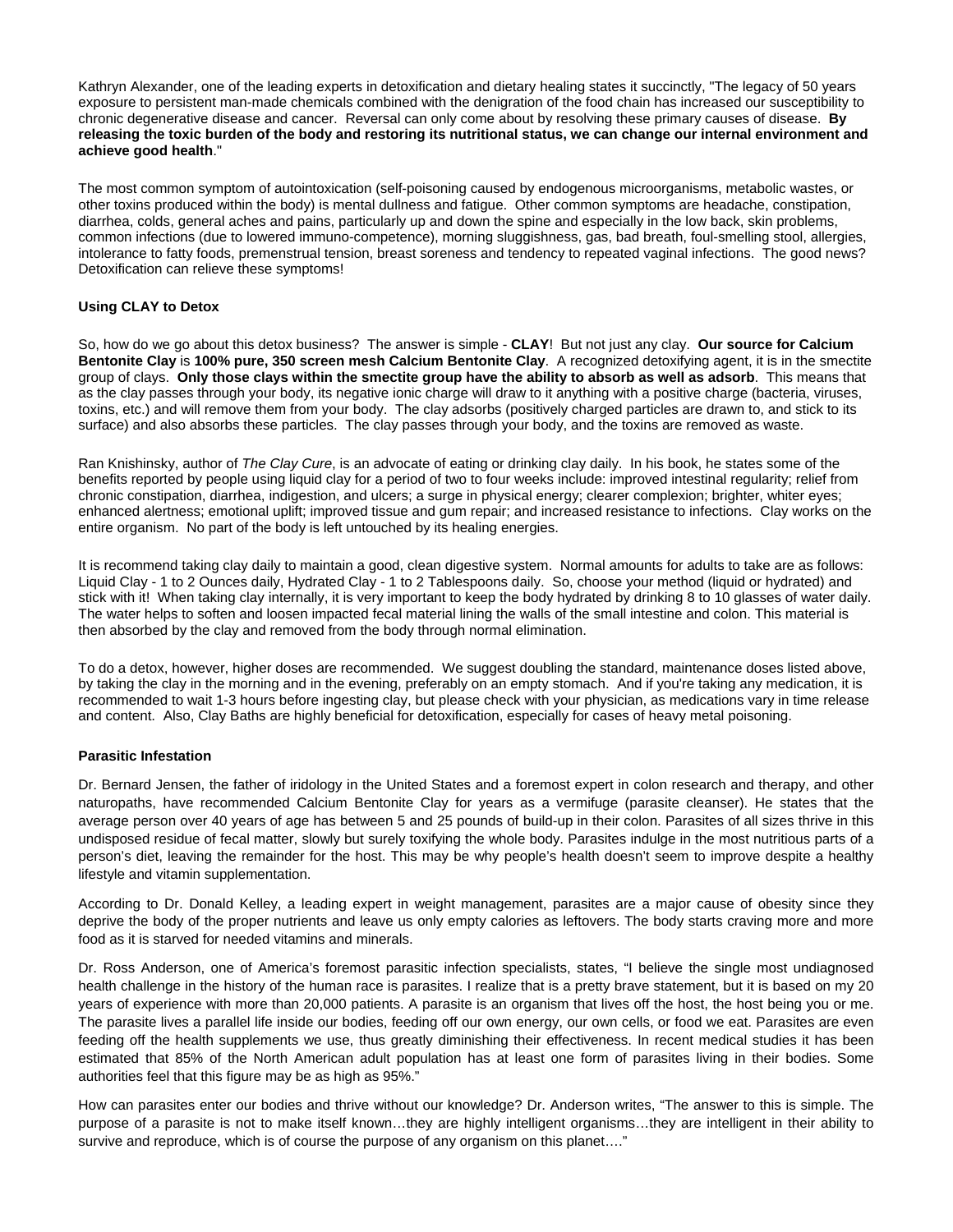Kathryn Alexander, one of the leading experts in detoxification and dietary healing states it succinctly, "The legacy of 50 years exposure to persistent man-made chemicals combined with the denigration of the food chain has increased our susceptibility to chronic degenerative disease and cancer. Reversal can only come about by resolving these primary causes of disease. **By releasing the toxic burden of the body and restoring its nutritional status, we can change our internal environment and achieve good health**."

The most common symptom of autointoxication (self-poisoning caused by endogenous microorganisms, metabolic wastes, or other toxins produced within the body) is mental dullness and fatigue. Other common symptoms are headache, constipation, diarrhea, colds, general aches and pains, particularly up and down the spine and especially in the low back, skin problems, common infections (due to lowered immuno-competence), morning sluggishness, gas, bad breath, foul-smelling stool, allergies, intolerance to fatty foods, premenstrual tension, breast soreness and tendency to repeated vaginal infections. The good news? Detoxification can relieve these symptoms!

**Using CLAY to Detox**

So, how do we go about this detox business? The answer is simple - **CLAY**! But not just any clay. **Our source for Calcium Bentonite Clay** is **100% pure, 350 screen mesh Calcium Bentonite Clay**. A recognized detoxifying agent, it is in the smectite group of clays. **Only those clays within the smectite group have the ability to absorb as well as adsorb**. This means that as the clay passes through your body, its negative ionic charge will draw to it anything with a positive charge (bacteria, viruses, toxins, etc.) and will remove them from your body. The clay adsorbs (positively charged particles are drawn to, and stick to its surface) and also absorbs these particles. The clay passes through your body, and the toxins are removed as waste.

Ran Knishinsky, author of *The Clay Cure*, is an advocate of eating or drinking clay daily. In his book, he states some of the benefits reported by people using liquid clay for a period of two to four weeks include: improved intestinal regularity; relief from chronic constipation, diarrhea, indigestion, and ulcers; a surge in physical energy; clearer complexion; brighter, whiter eyes; enhanced alertness; emotional uplift; improved tissue and gum repair; and increased resistance to infections. Clay works on the entire organism. No part of the body is left untouched by its healing energies.

It is recommend taking clay daily to maintain a good, clean digestive system. Normal amounts for adults to take are as follows: Liquid Clay - 1 to 2 Ounces daily, Hydrated Clay - 1 to 2 Tablespoons daily. So, choose your method (liquid or hydrated) and stick with it! When taking clay internally, it is very important to keep the body hydrated by drinking 8 to 10 glasses of water daily. The water helps to soften and loosen impacted fecal material lining the walls of the small intestine and colon. This material is then absorbed by the clay and removed from the body through normal elimination.

To do a detox, however, higher doses are recommended. We suggest doubling the standard, maintenance doses listed above, by taking the clay in the morning and in the evening, preferably on an empty stomach. And if you're taking any medication, it is recommended to wait 1-3 hours before ingesting clay, but please check with your physician, as medications vary in time release and content. Also, Clay Baths are highly beneficial for detoxification, especially for cases of heavy metal poisoning.

**Parasitic Infestation**

Dr. Bernard Jensen, the father of iridology in the United States and a foremost expert in colon research and therapy, and other naturopaths, have recommended Calcium Bentonite Clay for years as a vermifuge (parasite cleanser). He states that the average person over 40 years of age has between 5 and 25 pounds of build-up in their colon. Parasites of all sizes thrive in this undisposed residue of fecal matter, slowly but surely toxifying the whole body. Parasites indulge in the most nutritious parts of a person's diet, leaving the remainder for the host. This may be why people's health doesn't seem to improve despite a healthy lifestyle and vitamin supplementation.

According to Dr. Donald Kelley, a leading expert in weight management, parasites are a major cause of obesity since they deprive the body of the proper nutrients and leave us only empty calories as leftovers. The body starts craving more and more food as it is starved for needed vitamins and minerals.

Dr. Ross Anderson, one of America's foremost parasitic infection specialists, states, "I believe the single most undiagnosed health challenge in the history of the human race is parasites. I realize that is a pretty brave statement, but it is based on my 20 years of experience with more than 20,000 patients. A parasite is an organism that lives off the host, the host being you or me. The parasite lives a parallel life inside our bodies, feeding off our own energy, our own cells, or food we eat. Parasites are even feeding off the health supplements we use, thus greatly diminishing their effectiveness. In recent medical studies it has been estimated that 85% of the North American adult population has at least one form of parasites living in their bodies. Some authorities feel that this figure may be as high as 95%."

How can parasites enter our bodies and thrive without our knowledge? Dr. Anderson writes, "The answer to this is simple. The purpose of a parasite is not to make itself known…they are highly intelligent organisms…they are intelligent in their ability to survive and reproduce, which is of course the purpose of any organism on this planet…."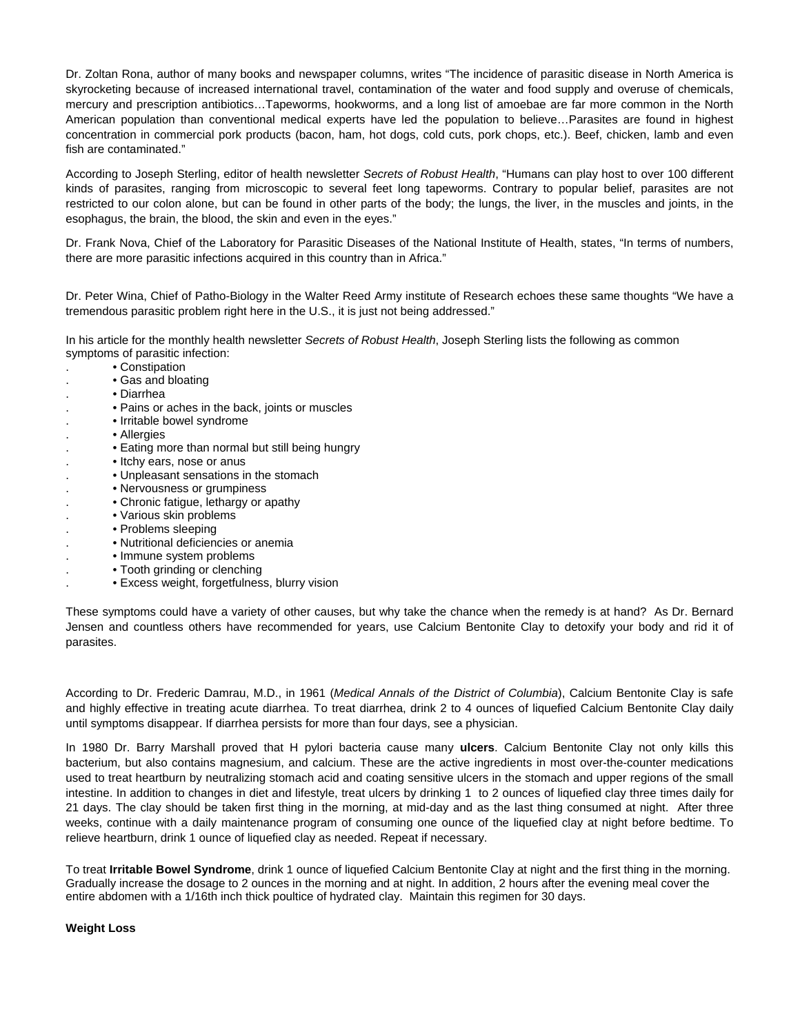Dr. Zoltan Rona, author of many books and newspaper columns, writes "The incidence of parasitic disease in North America is skyrocketing because of increased international travel, contamination of the water and food supply and overuse of chemicals, mercury and prescription antibiotics…Tapeworms, hookworms, and a long list of amoebae are far more common in the North American population than conventional medical experts have led the population to believe…Parasites are found in highest concentration in commercial pork products (bacon, ham, hot dogs, cold cuts, pork chops, etc.). Beef, chicken, lamb and even fish are contaminated."

According to Joseph Sterling, editor of health newsletter *Secrets of Robust Health*, "Humans can play host to over 100 different kinds of parasites, ranging from microscopic to several feet long tapeworms. Contrary to popular belief, parasites are not restricted to our colon alone, but can be found in other parts of the body; the lungs, the liver, in the muscles and joints, in the esophagus, the brain, the blood, the skin and even in the eyes."

Dr. Frank Nova, Chief of the Laboratory for Parasitic Diseases of the National Institute of Health, states, "In terms of numbers, there are more parasitic infections acquired in this country than in Africa."

Dr. Peter Wina, Chief of Patho-Biology in the Walter Reed Army institute of Research echoes these same thoughts "We have a tremendous parasitic problem right here in the U.S., it is just not being addressed."

In his article for the monthly health newsletter *Secrets of Robust Health*, Joseph Sterling lists the following as common symptoms of parasitic infection:

- Constipation
- Gas and bloating
- Diarrhea
- Pains or aches in the back, joints or muscles
- Irritable bowel syndrome
- Allergies
- Eating more than normal but still being hungry
- Itchy ears, nose or anus
- Unpleasant sensations in the stomach
- Nervousness or grumpiness
- Chronic fatigue, lethargy or apathy
- Various skin problems
- Problems sleeping
- Nutritional deficiencies or anemia
- Immune system problems
- Tooth grinding or clenching
- Excess weight, forgetfulness, blurry vision

These symptoms could have a variety of other causes, but why take the chance when the remedy is at hand? As Dr. Bernard Jensen and countless others have recommended for years, use Calcium Bentonite Clay to detoxify your body and rid it of parasites.

According to Dr. Frederic Damrau, M.D., in 1961 (*Medical Annals of the District of Columbia*), Calcium Bentonite Clay is safe and highly effective in treating acute diarrhea. To treat diarrhea, drink 2 to 4 ounces of liquefied Calcium Bentonite Clay daily until symptoms disappear. If diarrhea persists for more than four days, see a physician.

In 1980 Dr. Barry Marshall proved that H pylori bacteria cause many **ulcers**. Calcium Bentonite Clay not only kills this bacterium, but also contains magnesium, and calcium. These are the active ingredients in most over-the-counter medications used to treat heartburn by neutralizing stomach acid and coating sensitive ulcers in the stomach and upper regions of the small intestine. In addition to changes in diet and lifestyle, treat ulcers by drinking 1 to 2 ounces of liquefied clay three times daily for 21 days. The clay should be taken first thing in the morning, at mid-day and as the last thing consumed at night. After three weeks, continue with a daily maintenance program of consuming one ounce of the liquefied clay at night before bedtime. To relieve heartburn, drink 1 ounce of liquefied clay as needed. Repeat if necessary.

To treat **Irritable Bowel Syndrome**, drink 1 ounce of liquefied Calcium Bentonite Clay at night and the first thing in the morning. Gradually increase the dosage to 2 ounces in the morning and at night. In addition, 2 hours after the evening meal cover the entire abdomen with a 1/16th inch thick poultice of hydrated clay. Maintain this regimen for 30 days.

**Weight Loss**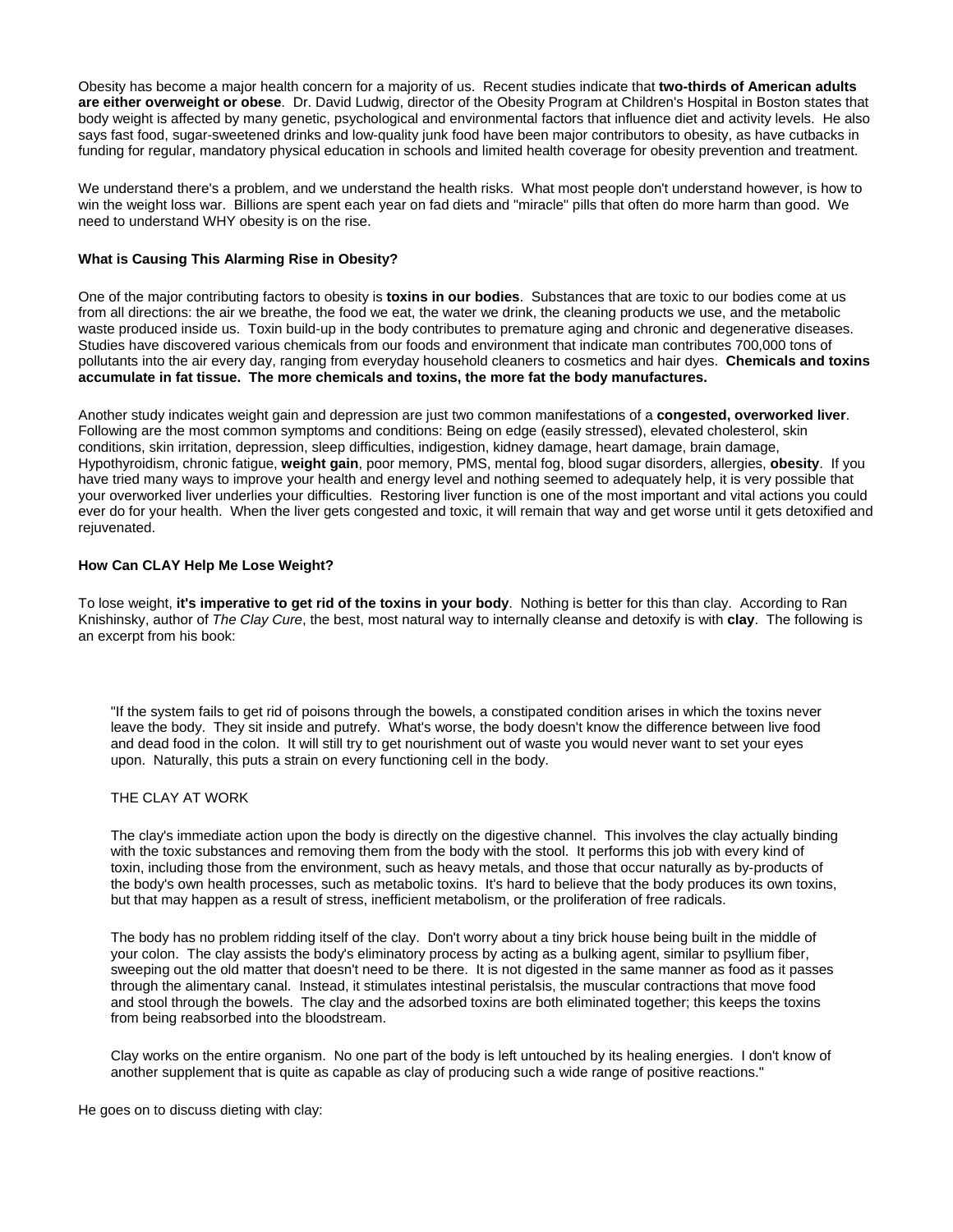Obesity has become a major health concern for a majority of us. Recent studies indicate that **two-thirds of American adults are either overweight or obese**. Dr. David Ludwig, director of the Obesity Program at Children's Hospital in Boston states that body weight is affected by many genetic, psychological and environmental factors that influence diet and activity levels. He also says fast food, sugar-sweetened drinks and low-quality junk food have been major contributors to obesity, as have cutbacks in funding for regular, mandatory physical education in schools and limited health coverage for obesity prevention and treatment.

We understand there's a problem, and we understand the health risks. What most people don't understand however, is how to win the weight loss war. Billions are spent each year on fad diets and "miracle" pills that often do more harm than good. We need to understand WHY obesity is on the rise.

**What is Causing This Alarming Rise in Obesity?**

One of the major contributing factors to obesity is **toxins in our bodies**. Substances that are toxic to our bodies come at us from all directions: the air we breathe, the food we eat, the water we drink, the cleaning products we use, and the metabolic waste produced inside us. Toxin build-up in the body contributes to premature aging and chronic and degenerative diseases. Studies have discovered various chemicals from our foods and environment that indicate man contributes 700,000 tons of pollutants into the air every day, ranging from everyday household cleaners to cosmetics and hair dyes. **Chemicals and toxins accumulate in fat tissue. The more chemicals and toxins, the more fat the body manufactures.**

Another study indicates weight gain and depression are just two common manifestations of a **congested, overworked liver**. Following are the most common symptoms and conditions: Being on edge (easily stressed), elevated cholesterol, skin conditions, skin irritation, depression, sleep difficulties, indigestion, kidney damage, heart damage, brain damage, Hypothyroidism, chronic fatigue, **weight gain**, poor memory, PMS, mental fog, blood sugar disorders, allergies, **obesity**. If you have tried many ways to improve your health and energy level and nothing seemed to adequately help, it is very possible that your overworked liver underlies your difficulties. Restoring liver function is one of the most important and vital actions you could ever do for your health. When the liver gets congested and toxic, it will remain that way and get worse until it gets detoxified and rejuvenated.

**How Can CLAY Help Me Lose Weight?**

To lose weight, **it's imperative to get rid of the toxins in your body**. Nothing is better for this than clay. According to Ran Knishinsky, author of *The Clay Cure*, the best, most natural way to internally cleanse and detoxify is with **clay**. The following is an excerpt from his book:

> "If the system fails to get rid of poisons through the bowels, a constipated condition arises in which the toxins never leave the body. They sit inside and putrefy. What's worse, the body doesn't know the difference between live food and dead food in the colon. It will still try to get nourishment out of waste you would never want to set your eyes upon. Naturally, this puts a strain on every functioning cell in the body.
>
> THE CLAY AT WORK
>
> The clay's immediate action upon the body is directly on the digestive channel. This involves the clay actually binding with the toxic substances and removing them from the body with the stool. It performs this job with every kind of toxin, including those from the environment, such as heavy metals, and those that occur naturally as by-products of the body's own health processes, such as metabolic toxins. It's hard to believe that the body produces its own toxins, but that may happen as a result of stress, inefficient metabolism, or the proliferation of free radicals.
>
> The body has no problem ridding itself of the clay. Don't worry about a tiny brick house being built in the middle of your colon. The clay assists the body's eliminatory process by acting as a bulking agent, similar to psyllium fiber, sweeping out the old matter that doesn't need to be there. It is not digested in the same manner as food as it passes through the alimentary canal. Instead, it stimulates intestinal peristalsis, the muscular contractions that move food and stool through the bowels. The clay and the adsorbed toxins are both eliminated together; this keeps the toxins from being reabsorbed into the bloodstream.
>
> Clay works on the entire organism. No one part of the body is left untouched by its healing energies. I don't know of another supplement that is quite as capable as clay of producing such a wide range of positive reactions."

He goes on to discuss dieting with clay: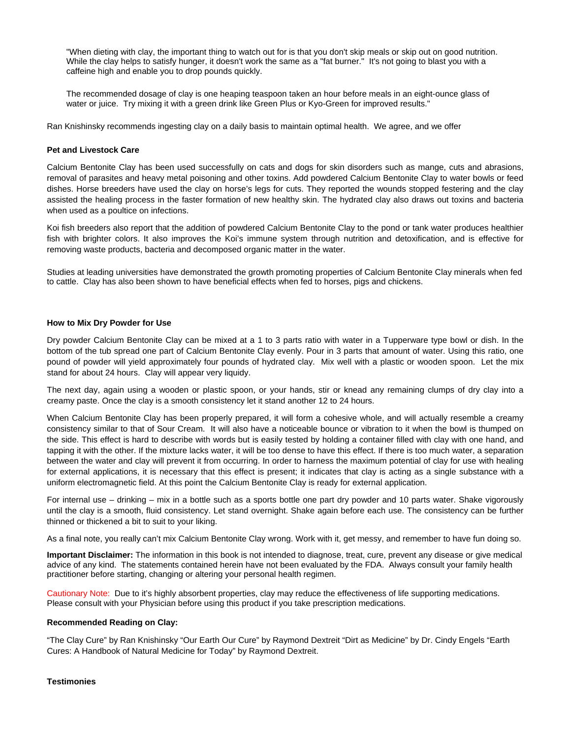> "When dieting with clay, the important thing to watch out for is that you don't skip meals or skip out on good nutrition. While the clay helps to satisfy hunger, it doesn't work the same as a "fat burner." It's not going to blast you with a caffeine high and enable you to drop pounds quickly.
>
> The recommended dosage of clay is one heaping teaspoon taken an hour before meals in an eight-ounce glass of water or juice. Try mixing it with a green drink like Green Plus or Kyo-Green for improved results."

Ran Knishinsky recommends ingesting clay on a daily basis to maintain optimal health. We agree, and we offer

**Pet and Livestock Care**

Calcium Bentonite Clay has been used successfully on cats and dogs for skin disorders such as mange, cuts and abrasions, removal of parasites and heavy metal poisoning and other toxins. Add powdered Calcium Bentonite Clay to water bowls or feed dishes. Horse breeders have used the clay on horse's legs for cuts. They reported the wounds stopped festering and the clay assisted the healing process in the faster formation of new healthy skin. The hydrated clay also draws out toxins and bacteria when used as a poultice on infections.

Koi fish breeders also report that the addition of powdered Calcium Bentonite Clay to the pond or tank water produces healthier fish with brighter colors. It also improves the Koi's immune system through nutrition and detoxification, and is effective for removing waste products, bacteria and decomposed organic matter in the water.

Studies at leading universities have demonstrated the growth promoting properties of Calcium Bentonite Clay minerals when fed to cattle. Clay has also been shown to have beneficial effects when fed to horses, pigs and chickens.

**How to Mix Dry Powder for Use**

Dry powder Calcium Bentonite Clay can be mixed at a 1 to 3 parts ratio with water in a Tupperware type bowl or dish. In the bottom of the tub spread one part of Calcium Bentonite Clay evenly. Pour in 3 parts that amount of water. Using this ratio, one pound of powder will yield approximately four pounds of hydrated clay. Mix well with a plastic or wooden spoon. Let the mix stand for about 24 hours. Clay will appear very liquidy.

The next day, again using a wooden or plastic spoon, or your hands, stir or knead any remaining clumps of dry clay into a creamy paste. Once the clay is a smooth consistency let it stand another 12 to 24 hours.

When Calcium Bentonite Clay has been properly prepared, it will form a cohesive whole, and will actually resemble a creamy consistency similar to that of Sour Cream. It will also have a noticeable bounce or vibration to it when the bowl is thumped on the side. This effect is hard to describe with words but is easily tested by holding a container filled with clay with one hand, and tapping it with the other. If the mixture lacks water, it will be too dense to have this effect. If there is too much water, a separation between the water and clay will prevent it from occurring. In order to harness the maximum potential of clay for use with healing for external applications, it is necessary that this effect is present; it indicates that clay is acting as a single substance with a uniform electromagnetic field. At this point the Calcium Bentonite Clay is ready for external application.

For internal use – drinking – mix in a bottle such as a sports bottle one part dry powder and 10 parts water. Shake vigorously until the clay is a smooth, fluid consistency. Let stand overnight. Shake again before each use. The consistency can be further thinned or thickened a bit to suit to your liking.

As a final note, you really can't mix Calcium Bentonite Clay wrong. Work with it, get messy, and remember to have fun doing so.

**Important Disclaimer:** The information in this book is not intended to diagnose, treat, cure, prevent any disease or give medical advice of any kind. The statements contained herein have not been evaluated by the FDA. Always consult your family health practitioner before starting, changing or altering your personal health regimen.

Cautionary Note: Due to it's highly absorbent properties, clay may reduce the effectiveness of life supporting medications. Please consult with your Physician before using this product if you take prescription medications.

**Recommended Reading on Clay:**

"The Clay Cure" by Ran Knishinsky "Our Earth Our Cure" by Raymond Dextreit "Dirt as Medicine" by Dr. Cindy Engels "Earth Cures: A Handbook of Natural Medicine for Today" by Raymond Dextreit.

**Testimonies**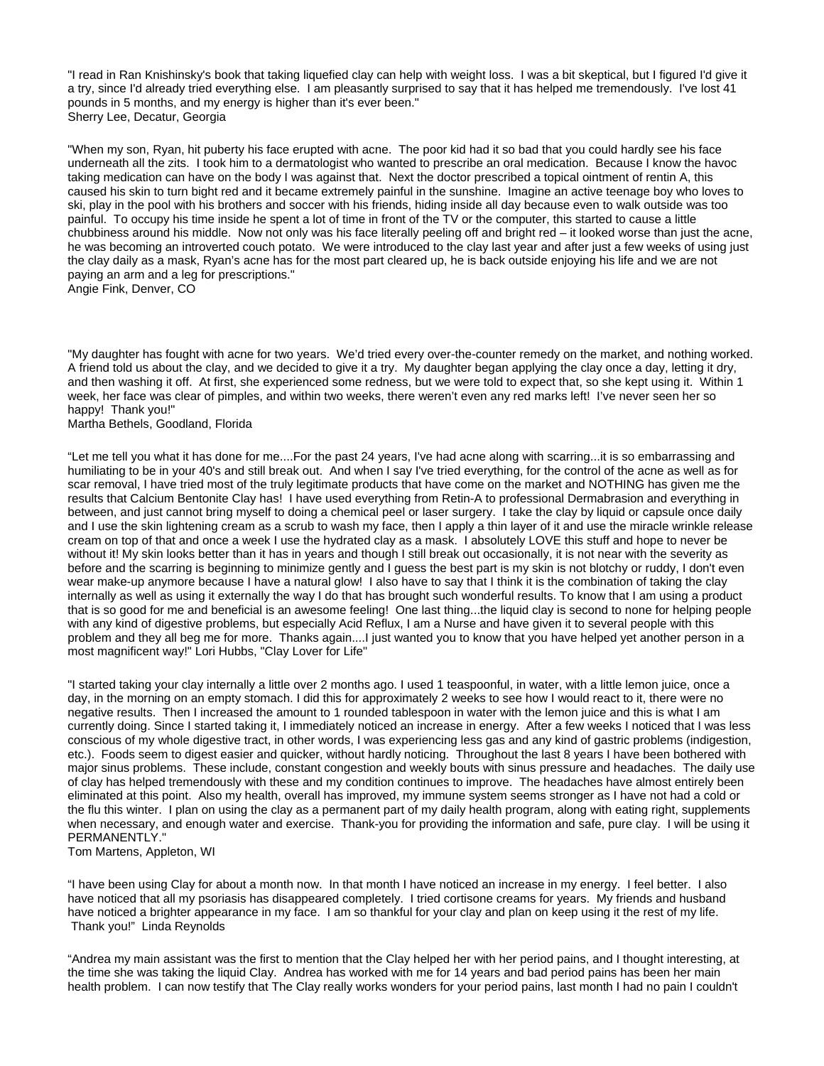"I read in Ran Knishinsky's book that taking liquefied clay can help with weight loss. I was a bit skeptical, but I figured I'd give it a try, since I'd already tried everything else. I am pleasantly surprised to say that it has helped me tremendously. I've lost 41 pounds in 5 months, and my energy is higher than it's ever been."
Sherry Lee, Decatur, Georgia

"When my son, Ryan, hit puberty his face erupted with acne. The poor kid had it so bad that you could hardly see his face underneath all the zits. I took him to a dermatologist who wanted to prescribe an oral medication. Because I know the havoc taking medication can have on the body I was against that. Next the doctor prescribed a topical ointment of rentin A, this caused his skin to turn bight red and it became extremely painful in the sunshine. Imagine an active teenage boy who loves to ski, play in the pool with his brothers and soccer with his friends, hiding inside all day because even to walk outside was too painful. To occupy his time inside he spent a lot of time in front of the TV or the computer, this started to cause a little chubbiness around his middle. Now not only was his face literally peeling off and bright red – it looked worse than just the acne, he was becoming an introverted couch potato. We were introduced to the clay last year and after just a few weeks of using just the clay daily as a mask, Ryan's acne has for the most part cleared up, he is back outside enjoying his life and we are not paying an arm and a leg for prescriptions."
Angie Fink, Denver, CO

"My daughter has fought with acne for two years. We'd tried every over-the-counter remedy on the market, and nothing worked. A friend told us about the clay, and we decided to give it a try. My daughter began applying the clay once a day, letting it dry, and then washing it off. At first, she experienced some redness, but we were told to expect that, so she kept using it. Within 1 week, her face was clear of pimples, and within two weeks, there weren't even any red marks left! I've never seen her so happy! Thank you!"
Martha Bethels, Goodland, Florida

"Let me tell you what it has done for me....For the past 24 years, I've had acne along with scarring...it is so embarrassing and humiliating to be in your 40's and still break out. And when I say I've tried everything, for the control of the acne as well as for scar removal, I have tried most of the truly legitimate products that have come on the market and NOTHING has given me the results that Calcium Bentonite Clay has! I have used everything from Retin-A to professional Dermabrasion and everything in between, and just cannot bring myself to doing a chemical peel or laser surgery. I take the clay by liquid or capsule once daily and I use the skin lightening cream as a scrub to wash my face, then I apply a thin layer of it and use the miracle wrinkle release cream on top of that and once a week I use the hydrated clay as a mask. I absolutely LOVE this stuff and hope to never be without it! My skin looks better than it has in years and though I still break out occasionally, it is not near with the severity as before and the scarring is beginning to minimize gently and I guess the best part is my skin is not blotchy or ruddy, I don't even wear make-up anymore because I have a natural glow! I also have to say that I think it is the combination of taking the clay internally as well as using it externally the way I do that has brought such wonderful results. To know that I am using a product that is so good for me and beneficial is an awesome feeling! One last thing...the liquid clay is second to none for helping people with any kind of digestive problems, but especially Acid Reflux, I am a Nurse and have given it to several people with this problem and they all beg me for more. Thanks again....I just wanted you to know that you have helped yet another person in a most magnificent way!" Lori Hubbs, "Clay Lover for Life"

"I started taking your clay internally a little over 2 months ago. I used 1 teaspoonful, in water, with a little lemon juice, once a day, in the morning on an empty stomach. I did this for approximately 2 weeks to see how I would react to it, there were no negative results. Then I increased the amount to 1 rounded tablespoon in water with the lemon juice and this is what I am currently doing. Since I started taking it, I immediately noticed an increase in energy. After a few weeks I noticed that I was less conscious of my whole digestive tract, in other words, I was experiencing less gas and any kind of gastric problems (indigestion, etc.). Foods seem to digest easier and quicker, without hardly noticing. Throughout the last 8 years I have been bothered with major sinus problems. These include, constant congestion and weekly bouts with sinus pressure and headaches. The daily use of clay has helped tremendously with these and my condition continues to improve. The headaches have almost entirely been eliminated at this point. Also my health, overall has improved, my immune system seems stronger as I have not had a cold or the flu this winter. I plan on using the clay as a permanent part of my daily health program, along with eating right, supplements when necessary, and enough water and exercise. Thank-you for providing the information and safe, pure clay. I will be using it PERMANENTLY."
Tom Martens, Appleton, WI

"I have been using Clay for about a month now. In that month I have noticed an increase in my energy. I feel better. I also have noticed that all my psoriasis has disappeared completely. I tried cortisone creams for years. My friends and husband have noticed a brighter appearance in my face. I am so thankful for your clay and plan on keep using it the rest of my life. Thank you!" Linda Reynolds

"Andrea my main assistant was the first to mention that the Clay helped her with her period pains, and I thought interesting, at the time she was taking the liquid Clay. Andrea has worked with me for 14 years and bad period pains has been her main health problem. I can now testify that The Clay really works wonders for your period pains, last month I had no pain I couldn't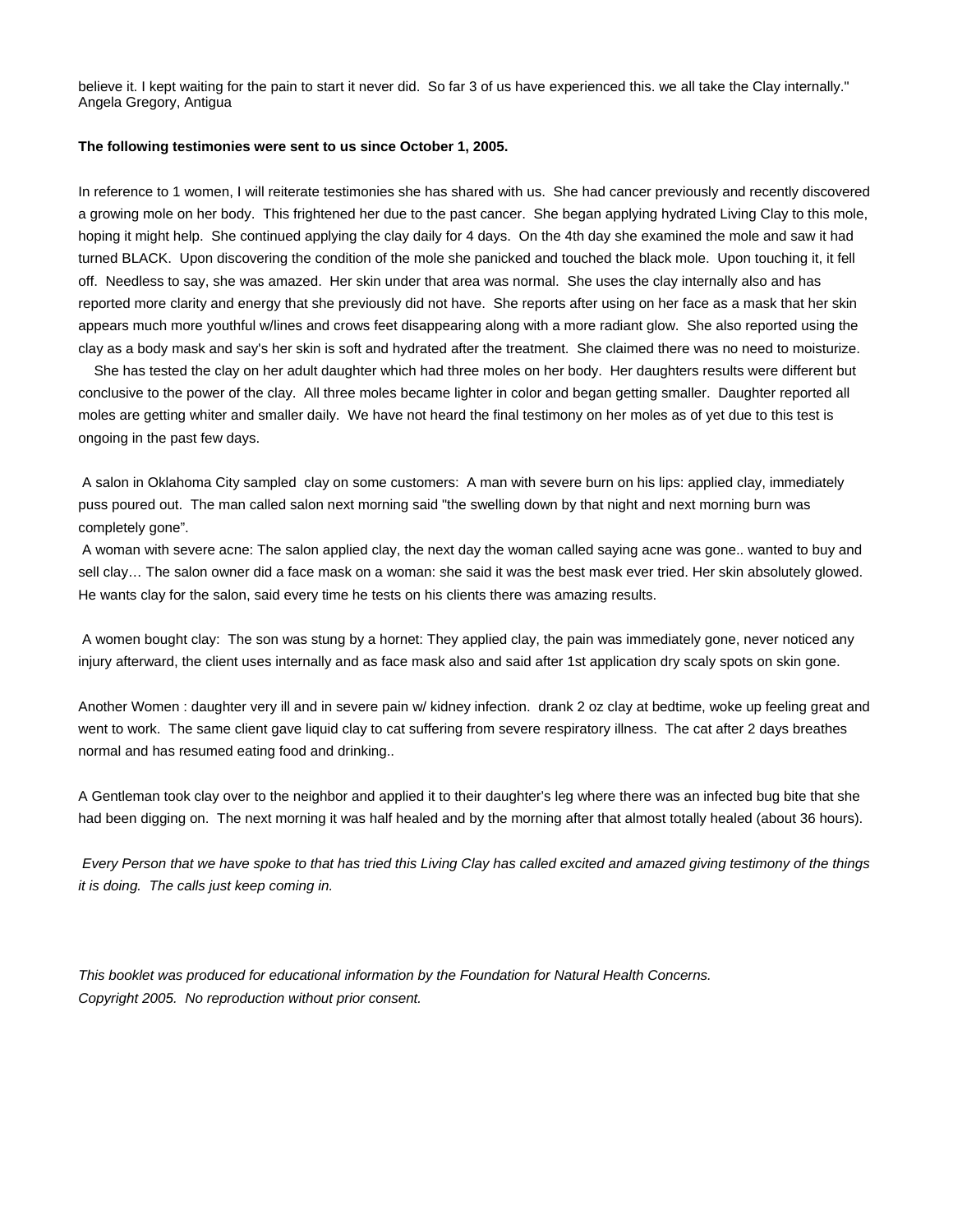believe it. I kept waiting for the pain to start it never did. So far 3 of us have experienced this. we all take the Clay internally."
Angela Gregory, Antigua

**The following testimonies were sent to us since October 1, 2005.**

In reference to 1 women, I will reiterate testimonies she has shared with us. She had cancer previously and recently discovered a growing mole on her body. This frightened her due to the past cancer. She began applying hydrated Living Clay to this mole, hoping it might help. She continued applying the clay daily for 4 days. On the 4th day she examined the mole and saw it had turned BLACK. Upon discovering the condition of the mole she panicked and touched the black mole. Upon touching it, it fell off. Needless to say, she was amazed. Her skin under that area was normal. She uses the clay internally also and has reported more clarity and energy that she previously did not have. She reports after using on her face as a mask that her skin appears much more youthful w/lines and crows feet disappearing along with a more radiant glow. She also reported using the clay as a body mask and say's her skin is soft and hydrated after the treatment. She claimed there was no need to moisturize.
She has tested the clay on her adult daughter which had three moles on her body. Her daughters results were different but conclusive to the power of the clay. All three moles became lighter in color and began getting smaller. Daughter reported all moles are getting whiter and smaller daily. We have not heard the final testimony on her moles as of yet due to this test is ongoing in the past few days.

A salon in Oklahoma City sampled clay on some customers: A man with severe burn on his lips: applied clay, immediately puss poured out. The man called salon next morning said "the swelling down by that night and next morning burn was completely gone".
A woman with severe acne: The salon applied clay, the next day the woman called saying acne was gone.. wanted to buy and sell clay… The salon owner did a face mask on a woman: she said it was the best mask ever tried. Her skin absolutely glowed. He wants clay for the salon, said every time he tests on his clients there was amazing results.

A women bought clay: The son was stung by a hornet: They applied clay, the pain was immediately gone, never noticed any injury afterward, the client uses internally and as face mask also and said after 1st application dry scaly spots on skin gone.

Another Women : daughter very ill and in severe pain w/ kidney infection. drank 2 oz clay at bedtime, woke up feeling great and went to work. The same client gave liquid clay to cat suffering from severe respiratory illness. The cat after 2 days breathes normal and has resumed eating food and drinking..

A Gentleman took clay over to the neighbor and applied it to their daughter's leg where there was an infected bug bite that she had been digging on. The next morning it was half healed and by the morning after that almost totally healed (about 36 hours).

*Every Person that we have spoke to that has tried this Living Clay has called excited and amazed giving testimony of the things it is doing. The calls just keep coming in.*

*This booklet was produced for educational information by the Foundation for Natural Health Concerns.*
*Copyright 2005. No reproduction without prior consent.*